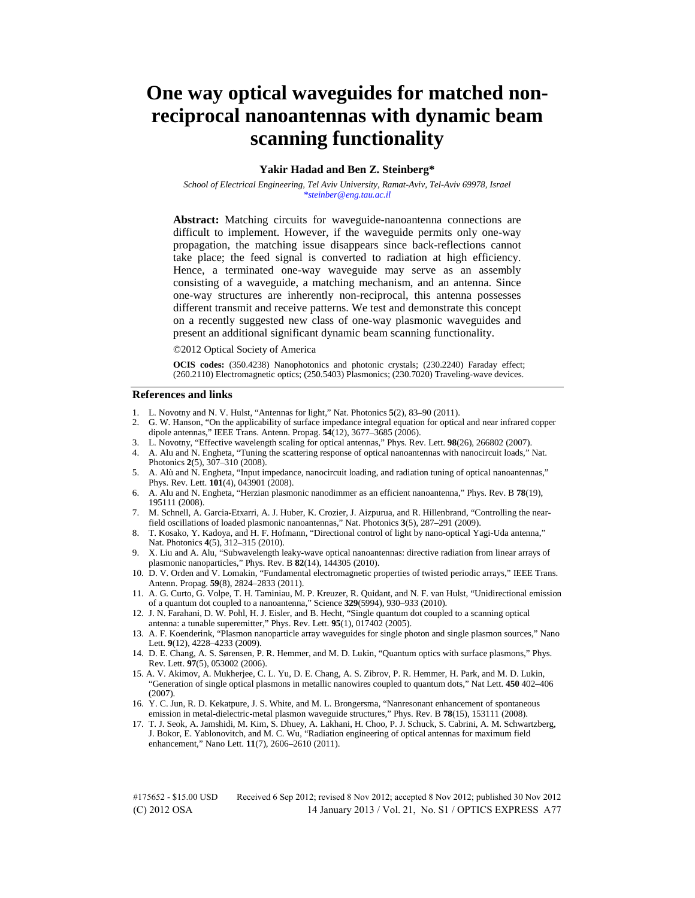# One way optical waveguides for matched non-reciprocal nanoantennas with dynamic beam scanning functionality

**Yakir Hadad and Ben Z. Steinberg***

*School of Electrical Engineering, Tel Aviv University, Ramat-Aviv, Tel-Aviv 69978, Israel*
*steinber@eng.tau.ac.il

**Abstract:** Matching circuits for waveguide-nanoantenna connections are difficult to implement. However, if the waveguide permits only one-way propagation, the matching issue disappears since back-reflections cannot take place; the feed signal is converted to radiation at high efficiency. Hence, a terminated one-way waveguide may serve as an assembly consisting of a waveguide, a matching mechanism, and an antenna. Since one-way structures are inherently non-reciprocal, this antenna possesses different transmit and receive patterns. We test and demonstrate this concept on a recently suggested new class of one-way plasmonic waveguides and present an additional significant dynamic beam scanning functionality.

©2012 Optical Society of America

**OCIS codes:** (350.4238) Nanophotonics and photonic crystals; (230.2240) Faraday effect; (260.2110) Electromagnetic optics; (250.5403) Plasmonics; (230.7020) Traveling-wave devices.

## References and links

1. L. Novotny and N. V. Hulst, "Antennas for light," Nat. Photonics **5**(2), 83–90 (2011).
2. G. W. Hanson, "On the applicability of surface impedance integral equation for optical and near infrared copper dipole antennas," IEEE Trans. Antenn. Propag. **54**(12), 3677–3685 (2006).
3. L. Novotny, "Effective wavelength scaling for optical antennas," Phys. Rev. Lett. **98**(26), 266802 (2007).
4. A. Alu and N. Engheta, "Tuning the scattering response of optical nanoantennas with nanocircuit loads," Nat. Photonics **2**(5), 307–310 (2008).
5. A. Alù and N. Engheta, "Input impedance, nanocircuit loading, and radiation tuning of optical nanoantennas," Phys. Rev. Lett. **101**(4), 043901 (2008).
6. A. Alu and N. Engheta, "Herzian plasmonic nanodimmer as an efficient nanoantenna," Phys. Rev. B **78**(19), 195111 (2008).
7. M. Schnell, A. Garcia-Etxarri, A. J. Huber, K. Crozier, J. Aizpurua, and R. Hillenbrand, "Controlling the near-field oscillations of loaded plasmonic nanoantennas," Nat. Photonics **3**(5), 287–291 (2009).
8. T. Kosako, Y. Kadoya, and H. F. Hofmann, "Directional control of light by nano-optical Yagi-Uda antenna," Nat. Photonics **4**(5), 312–315 (2010).
9. X. Liu and A. Alu, "Subwavelength leaky-wave optical nanoantennas: directive radiation from linear arrays of plasmonic nanoparticles," Phys. Rev. B **82**(14), 144305 (2010).
10. D. V. Orden and V. Lomakin, "Fundamental electromagnetic properties of twisted periodic arrays," IEEE Trans. Antenn. Propag. **59**(8), 2824–2833 (2011).
11. A. G. Curto, G. Volpe, T. H. Taminiau, M. P. Kreuzer, R. Quidant, and N. F. van Hulst, "Unidirectional emission of a quantum dot coupled to a nanoantenna," Science **329**(5994), 930–933 (2010).
12. J. N. Farahani, D. W. Pohl, H. J. Eisler, and B. Hecht, "Single quantum dot coupled to a scanning optical antenna: a tunable superemitter," Phys. Rev. Lett. **95**(1), 017402 (2005).
13. A. F. Koenderink, "Plasmon nanoparticle array waveguides for single photon and single plasmon sources," Nano Lett. **9**(12), 4228–4233 (2009).
14. D. E. Chang, A. S. Sørensen, P. R. Hemmer, and M. D. Lukin, "Quantum optics with surface plasmons," Phys. Rev. Lett. **97**(5), 053002 (2006).
15. A. V. Akimov, A. Mukherjee, C. L. Yu, D. E. Chang, A. S. Zibrov, P. R. Hemmer, H. Park, and M. D. Lukin, "Generation of single optical plasmons in metallic nanowires coupled to quantum dots," Nat Lett. **450** 402–406 (2007).
16. Y. C. Jun, R. D. Kekatpure, J. S. White, and M. L. Brongersma, "Nanresonant enhancement of spontaneous emission in metal-dielectric-metal plasmon waveguide structures," Phys. Rev. B **78**(15), 153111 (2008).
17. T. J. Seok, A. Jamshidi, M. Kim, S. Dhuey, A. Lakhani, H. Choo, P. J. Schuck, S. Cabrini, A. M. Schwartzberg, J. Bokor, E. Yablonovitch, and M. C. Wu, "Radiation engineering of optical antennas for maximum field enhancement," Nano Lett. **11**(7), 2606–2610 (2011).

#175652 - $15.00 USD Received 6 Sep 2012; revised 8 Nov 2012; accepted 8 Nov 2012; published 30 Nov 2012
(C) 2012 OSA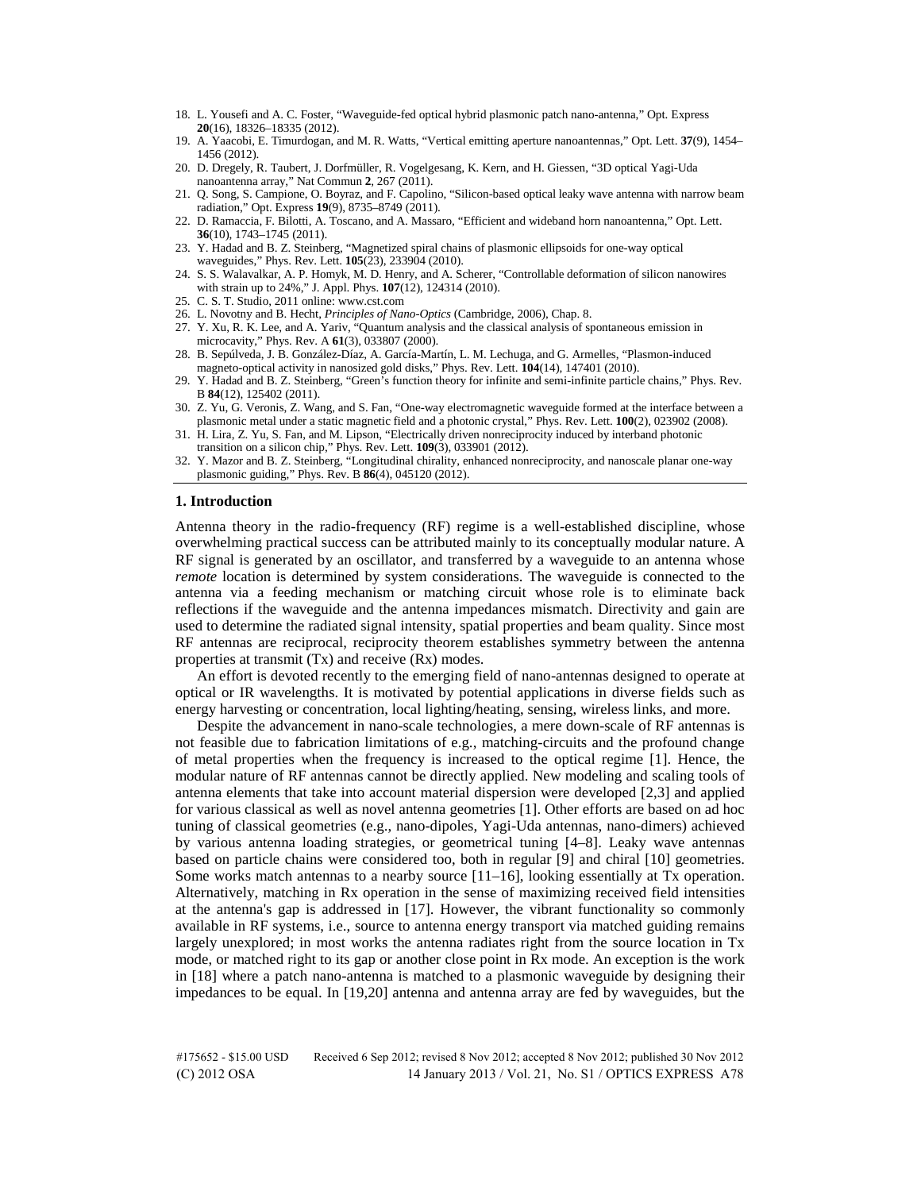18. L. Yousefi and A. C. Foster, "Waveguide-fed optical hybrid plasmonic patch nano-antenna," Opt. Express **20**(16), 18326–18335 (2012).
19. A. Yaacobi, E. Timurdogan, and M. R. Watts, "Vertical emitting aperture nanoantennas," Opt. Lett. **37**(9), 1454–1456 (2012).
20. D. Dregely, R. Taubert, J. Dorfmüller, R. Vogelgesang, K. Kern, and H. Giessen, "3D optical Yagi-Uda nanoantenna array," Nat Commun **2**, 267 (2011).
21. Q. Song, S. Campione, O. Boyraz, and F. Capolino, "Silicon-based optical leaky wave antenna with narrow beam radiation," Opt. Express **19**(9), 8735–8749 (2011).
22. D. Ramaccia, F. Bilotti, A. Toscano, and A. Massaro, "Efficient and wideband horn nanoantenna," Opt. Lett. **36**(10), 1743–1745 (2011).
23. Y. Hadad and B. Z. Steinberg, "Magnetized spiral chains of plasmonic ellipsoids for one-way optical waveguides," Phys. Rev. Lett. **105**(23), 233904 (2010).
24. S. S. Walavalkar, A. P. Homyk, M. D. Henry, and A. Scherer, "Controllable deformation of silicon nanowires with strain up to 24%," J. Appl. Phys. **107**(12), 124314 (2010).
25. C. S. T. Studio, 2011 online: www.cst.com
26. L. Novotny and B. Hecht, *Principles of Nano-Optics* (Cambridge, 2006), Chap. 8.
27. Y. Xu, R. K. Lee, and A. Yariv, "Quantum analysis and the classical analysis of spontaneous emission in microcavity," Phys. Rev. A **61**(3), 033807 (2000).
28. B. Sepúlveda, J. B. González-Díaz, A. García-Martín, L. M. Lechuga, and G. Armelles, "Plasmon-induced magneto-optical activity in nanosized gold disks," Phys. Rev. Lett. **104**(14), 147401 (2010).
29. Y. Hadad and B. Z. Steinberg, "Green's function theory for infinite and semi-infinite particle chains," Phys. Rev. B **84**(12), 125402 (2011).
30. Z. Yu, G. Veronis, Z. Wang, and S. Fan, "One-way electromagnetic waveguide formed at the interface between a plasmonic metal under a static magnetic field and a photonic crystal," Phys. Rev. Lett. **100**(2), 023902 (2008).
31. H. Lira, Z. Yu, S. Fan, and M. Lipson, "Electrically driven nonreciprocity induced by interband photonic transition on a silicon chip," Phys. Rev. Lett. **109**(3), 033901 (2012).
32. Y. Mazor and B. Z. Steinberg, "Longitudinal chirality, enhanced nonreciprocity, and nanoscale planar one-way plasmonic guiding," Phys. Rev. B **86**(4), 045120 (2012).

## 1. Introduction

Antenna theory in the radio-frequency (RF) regime is a well-established discipline, whose overwhelming practical success can be attributed mainly to its conceptually modular nature. A RF signal is generated by an oscillator, and transferred by a waveguide to an antenna whose *remote* location is determined by system considerations. The waveguide is connected to the antenna via a feeding mechanism or matching circuit whose role is to eliminate back reflections if the waveguide and the antenna impedances mismatch. Directivity and gain are used to determine the radiated signal intensity, spatial properties and beam quality. Since most RF antennas are reciprocal, reciprocity theorem establishes symmetry between the antenna properties at transmit (Tx) and receive (Rx) modes.

An effort is devoted recently to the emerging field of nano-antennas designed to operate at optical or IR wavelengths. It is motivated by potential applications in diverse fields such as energy harvesting or concentration, local lighting/heating, sensing, wireless links, and more.

Despite the advancement in nano-scale technologies, a mere down-scale of RF antennas is not feasible due to fabrication limitations of e.g., matching-circuits and the profound change of metal properties when the frequency is increased to the optical regime [1]. Hence, the modular nature of RF antennas cannot be directly applied. New modeling and scaling tools of antenna elements that take into account material dispersion were developed [2,3] and applied for various classical as well as novel antenna geometries [1]. Other efforts are based on ad hoc tuning of classical geometries (e.g., nano-dipoles, Yagi-Uda antennas, nano-dimers) achieved by various antenna loading strategies, or geometrical tuning [4–8]. Leaky wave antennas based on particle chains were considered too, both in regular [9] and chiral [10] geometries. Some works match antennas to a nearby source [11–16], looking essentially at Tx operation. Alternatively, matching in Rx operation in the sense of maximizing received field intensities at the antenna's gap is addressed in [17]. However, the vibrant functionality so commonly available in RF systems, i.e., source to antenna energy transport via matched guiding remains largely unexplored; in most works the antenna radiates right from the source location in Tx mode, or matched right to its gap or another close point in Rx mode. An exception is the work in [18] where a patch nano-antenna is matched to a plasmonic waveguide by designing their impedances to be equal. In [19,20] antenna and antenna array are fed by waveguides, but the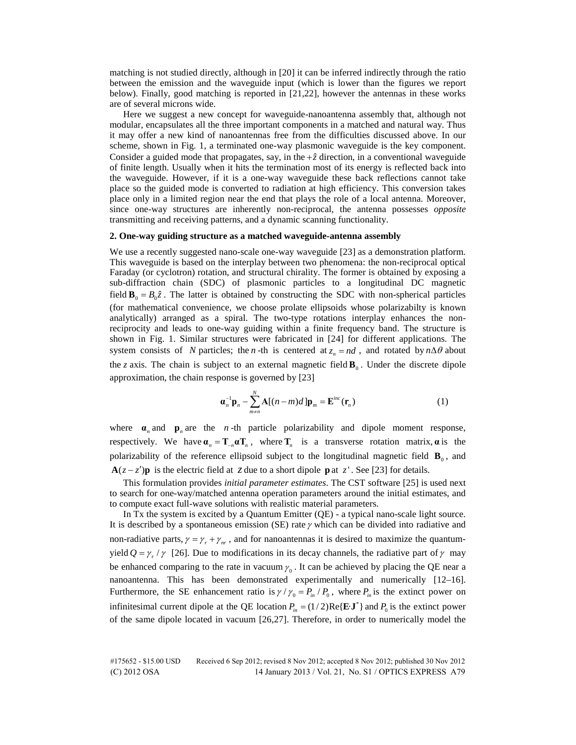matching is not studied directly, although in [20] it can be inferred indirectly through the ratio between the emission and the waveguide input (which is lower than the figures we report below). Finally, good matching is reported in [21,22], however the antennas in these works are of several microns wide.

Here we suggest a new concept for waveguide-nanoantenna assembly that, although not modular, encapsulates all the three important components in a matched and natural way. Thus it may offer a new kind of nanoantennas free from the difficulties discussed above. In our scheme, shown in Fig. 1, a terminated one-way plasmonic waveguide is the key component. Consider a guided mode that propagates, say, in the $+\hat{z}$ direction, in a conventional waveguide of finite length. Usually when it hits the termination most of its energy is reflected back into the waveguide. However, if it is a one-way waveguide these back reflections cannot take place so the guided mode is converted to radiation at high efficiency. This conversion takes place only in a limited region near the end that plays the role of a local antenna. Moreover, since one-way structures are inherently non-reciprocal, the antenna possesses *opposite* transmitting and receiving patterns, and a dynamic scanning functionality.

## 2. One-way guiding structure as a matched waveguide-antenna assembly

We use a recently suggested nano-scale one-way waveguide [23] as a demonstration platform. This waveguide is based on the interplay between two phenomena: the non-reciprocal optical Faraday (or cyclotron) rotation, and structural chirality. The former is obtained by exposing a sub-diffraction chain (SDC) of plasmonic particles to a longitudinal DC magnetic field $\mathbf{B}_0 = B_0\hat{z}$. The latter is obtained by constructing the SDC with non-spherical particles (for mathematical convenience, we choose prolate ellipsoids whose polarizabilty is known analytically) arranged as a spiral. The two-type rotations interplay enhances the non-reciprocity and leads to one-way guiding within a finite frequency band. The structure is shown in Fig. 1. Similar structures were fabricated in [24] for different applications. The system consists of $N$ particles; the $n$-th is centered at $z_n = nd$, and rotated by $n\Delta\theta$ about the $z$ axis. The chain is subject to an external magnetic field $\mathbf{B}_0$. Under the discrete dipole approximation, the chain response is governed by [23]

$$\boldsymbol{\alpha}_n^{-1}\mathbf{p}_n - \sum_{m\neq n}^{N}\mathbf{A}[(n-m)d]\mathbf{p}_m = \mathbf{E}^{inc}(\mathbf{r}_n) \tag{1}$$

where $\boldsymbol{\alpha}_n$ and $\mathbf{p}_n$ are the $n$-th particle polarizability and dipole moment response, respectively. We have $\boldsymbol{\alpha}_n = \mathbf{T}_{-n}\boldsymbol{\alpha}\mathbf{T}_n$, where $\mathbf{T}_n$ is a transverse rotation matrix, $\boldsymbol{\alpha}$ is the polarizability of the reference ellipsoid subject to the longitudinal magnetic field $\mathbf{B}_0$, and $\mathbf{A}(z-z')\mathbf{p}$ is the electric field at $z$ due to a short dipole $\mathbf{p}$ at $z'$. See [23] for details.

This formulation provides *initial parameter estimates*. The CST software [25] is used next to search for one-way/matched antenna operation parameters around the initial estimates, and to compute exact full-wave solutions with realistic material parameters.

In Tx the system is excited by a Quantum Emitter (QE) - a typical nano-scale light source. It is described by a spontaneous emission (SE) rate $\gamma$ which can be divided into radiative and non-radiative parts, $\gamma = \gamma_r + \gamma_{nr}$, and for nanoantennas it is desired to maximize the quantum-yield $Q = \gamma_r / \gamma$ [26]. Due to modifications in its decay channels, the radiative part of $\gamma$ may be enhanced comparing to the rate in vacuum $\gamma_0$. It can be achieved by placing the QE near a nanoantenna. This has been demonstrated experimentally and numerically [12–16]. Furthermore, the SE enhancement ratio is $\gamma / \gamma_0 = P_{in} / P_0$, where $P_{in}$ is the extinct power on infinitesimal current dipole at the QE location $P_{in} = (1/2)\mathrm{Re}\{\mathbf{E}\cdot\mathbf{J}^*\}$ and $P_0$ is the extinct power of the same dipole located in vacuum [26,27]. Therefore, in order to numerically model the

#175652 - $15.00 USD Received 6 Sep 2012; revised 8 Nov 2012; accepted 8 Nov 2012; published 30 Nov 2012
(C) 2012 OSA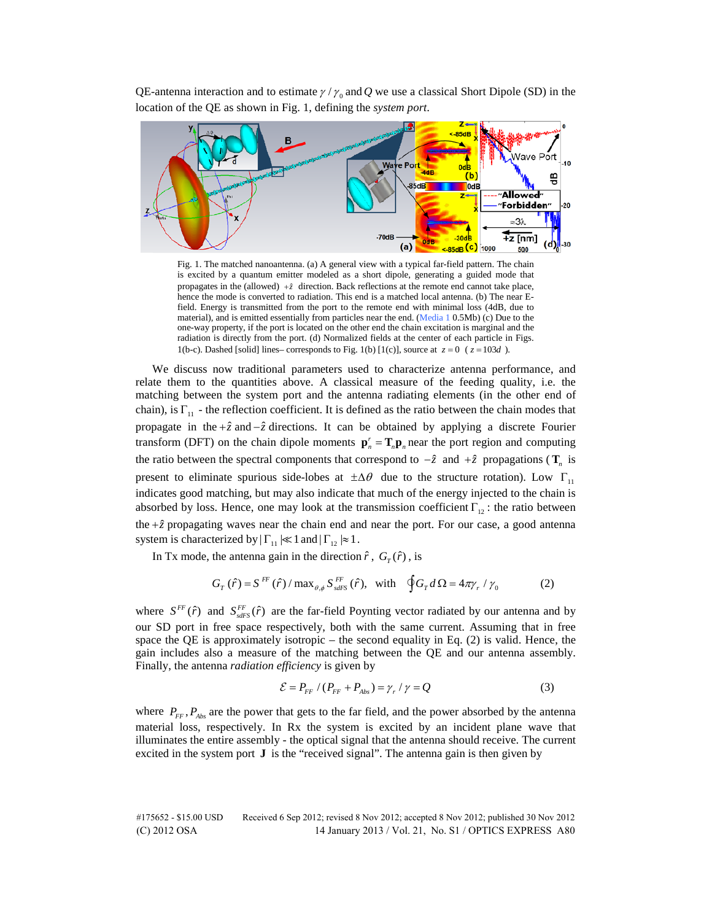QE-antenna interaction and to estimate $\gamma/\gamma_0$ and $Q$ we use a classical Short Dipole (SD) in the location of the QE as shown in Fig. 1, defining the *system port*.

Fig. 1. The matched nanoantenna. (a) A general view with a typical far-field pattern. The chain is excited by a quantum emitter modeled as a short dipole, generating a guided mode that propagates in the (allowed) $+\hat{z}$ direction. Back reflections at the remote end cannot take place, hence the mode is converted to radiation. This end is a matched local antenna. (b) The near E-field. Energy is transmitted from the port to the remote end with minimal loss (4dB, due to material), and is emitted essentially from particles near the end. (Media 1 0.5Mb) (c) Due to the one-way property, if the port is located on the other end the chain excitation is marginal and the radiation is directly from the port. (d) Normalized fields at the center of each particle in Figs. 1(b-c). Dashed [solid] lines– corresponds to Fig. 1(b) [1(c)], source at $z=0$ ($z=103d$).

We discuss now traditional parameters used to characterize antenna performance, and relate them to the quantities used above. A classical measure of the feeding quality, i.e. the matching between the system port and the antenna radiating elements (in the other end of chain), is $\Gamma_{11}$ - the reflection coefficient. It is defined as the ratio between the chain modes that propagate in the $+\hat{z}$ and $-\hat{z}$ directions. It can be obtained by applying a discrete Fourier transform (DFT) on the chain dipole moments $\mathbf{p}_n^r = \mathbf{T}_n \mathbf{p}_n$ near the port region and computing the ratio between the spectral components that correspond to $-\hat{z}$ and $+\hat{z}$ propagations ($\mathbf{T}_n$ is present to eliminate spurious side-lobes at $\pm\Delta\theta$ due to the structure rotation). Low $\Gamma_{11}$ indicates good matching, but may also indicate that much of the energy injected to the chain is absorbed by loss. Hence, one may look at the transmission coefficient $\Gamma_{12}$: the ratio between the $+\hat{z}$ propagating waves near the chain end and near the port. For our case, a good antenna system is characterized by $|\Gamma_{11}| \ll 1$ and $|\Gamma_{12}| \approx 1$.

In Tx mode, the antenna gain in the direction $\hat{r}$, $G_T(\hat{r})$, is

$$G_T(\hat{r}) = S^{FF}(\hat{r}) / \max_{\theta,\phi} S_{sdFS}^{FF}(\hat{r}), \quad \text{with} \quad \oint G_T \, d\Omega = 4\pi\gamma_r/\gamma_0 \tag{2}$$

where $S^{FF}(\hat{r})$ and $S_{sdFS}^{FF}(\hat{r})$ are the far-field Poynting vector radiated by our antenna and by our SD port in free space respectively, both with the same current. Assuming that in free space the QE is approximately isotropic – the second equality in Eq. (2) is valid. Hence, the gain includes also a measure of the matching between the QE and our antenna assembly. Finally, the antenna *radiation efficiency* is given by

$$\mathcal{E} = P_{FF} / (P_{FF} + P_{Abs}) = \gamma_r / \gamma = Q \tag{3}$$

where $P_{FF}, P_{Abs}$ are the power that gets to the far field, and the power absorbed by the antenna material loss, respectively. In Rx the system is excited by an incident plane wave that illuminates the entire assembly - the optical signal that the antenna should receive. The current excited in the system port $\mathbf{J}$ is the "received signal". The antenna gain is then given by

#175652 - $15.00 USD Received 6 Sep 2012; revised 8 Nov 2012; accepted 8 Nov 2012; published 30 Nov 2012
(C) 2012 OSA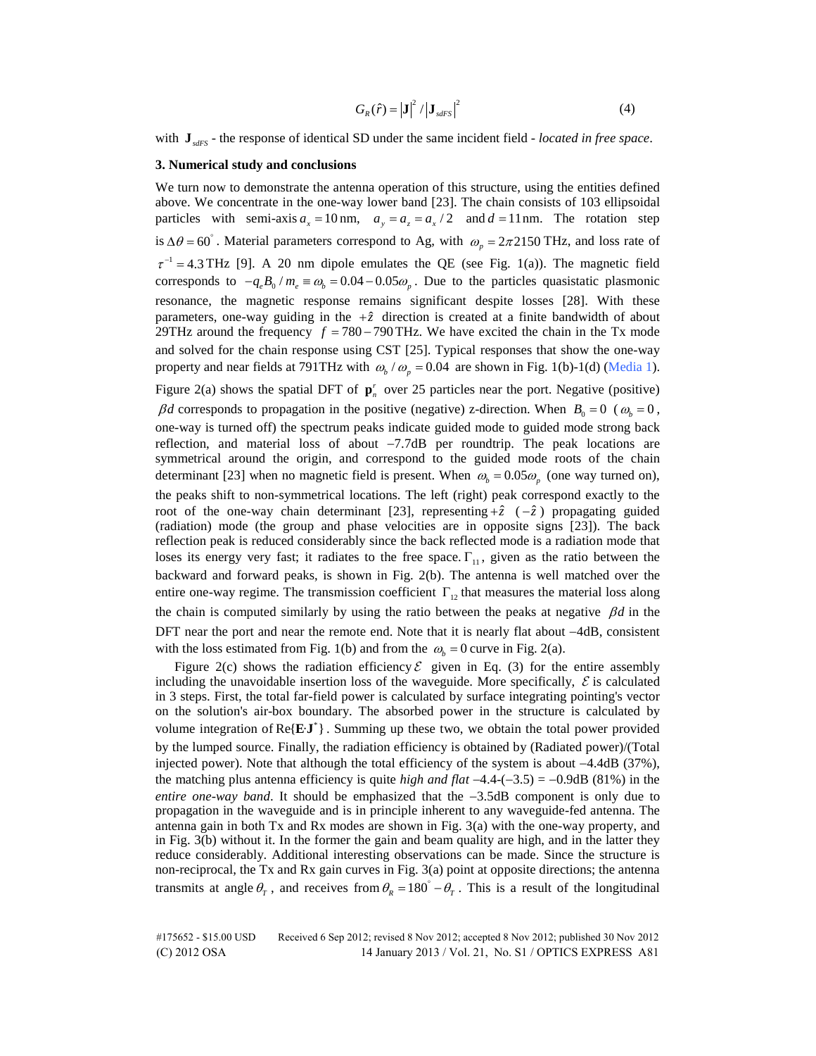$$G_R(\hat{r}) = |\mathbf{J}|^2 / |\mathbf{J}_{sdFS}|^2 \tag{4}$$

with $\mathbf{J}_{sdFS}$ - the response of identical SD under the same incident field - *located in free space*.

### 3. Numerical study and conclusions

We turn now to demonstrate the antenna operation of this structure, using the entities defined above. We concentrate in the one-way lower band [23]. The chain consists of 103 ellipsoidal particles with semi-axis $a_x = 10\,\text{nm}$, $a_y = a_z = a_x/2$ and $d = 11\,\text{nm}$. The rotation step is $\Delta\theta = 60^{\circ}$. Material parameters correspond to Ag, with $\omega_p = 2\pi 2150$ THz, and loss rate of $\tau^{-1} = 4.3$ THz [9]. A 20 nm dipole emulates the QE (see Fig. 1(a)). The magnetic field corresponds to $-q_e B_0 / m_e \equiv \omega_b = 0.04 - 0.05\omega_p$. Due to the particles quasistatic plasmonic resonance, the magnetic response remains significant despite losses [28]. With these parameters, one-way guiding in the $+\hat{z}$ direction is created at a finite bandwidth of about 29THz around the frequency $f = 780 - 790$ THz. We have excited the chain in the Tx mode and solved for the chain response using CST [25]. Typical responses that show the one-way property and near fields at 791THz with $\omega_b/\omega_p = 0.04$ are shown in Fig. 1(b)-1(d) (Media 1). Figure 2(a) shows the spatial DFT of $\mathbf{p}_n^r$ over 25 particles near the port. Negative (positive) $\beta d$ corresponds to propagation in the positive (negative) z-direction. When $B_0 = 0$ ($\omega_b = 0$, one-way is turned off) the spectrum peaks indicate guided mode to guided mode strong back reflection, and material loss of about $-7.7$dB per roundtrip. The peak locations are symmetrical around the origin, and correspond to the guided mode roots of the chain determinant [23] when no magnetic field is present. When $\omega_b = 0.05\omega_p$ (one way turned on), the peaks shift to non-symmetrical locations. The left (right) peak correspond exactly to the root of the one-way chain determinant [23], representing $+\hat{z}$ ($-\hat{z}$) propagating guided (radiation) mode (the group and phase velocities are in opposite signs [23]). The back reflection peak is reduced considerably since the back reflected mode is a radiation mode that loses its energy very fast; it radiates to the free space. $\Gamma_{11}$, given as the ratio between the backward and forward peaks, is shown in Fig. 2(b). The antenna is well matched over the entire one-way regime. The transmission coefficient $\Gamma_{12}$ that measures the material loss along the chain is computed similarly by using the ratio between the peaks at negative $\beta d$ in the DFT near the port and near the remote end. Note that it is nearly flat about $-4$dB, consistent with the loss estimated from Fig. 1(b) and from the $\omega_b = 0$ curve in Fig. 2(a).

Figure 2(c) shows the radiation efficiency $\mathcal{E}$ given in Eq. (3) for the entire assembly including the unavoidable insertion loss of the waveguide. More specifically, $\mathcal{E}$ is calculated in 3 steps. First, the total far-field power is calculated by surface integrating pointing's vector on the solution's air-box boundary. The absorbed power in the structure is calculated by volume integration of $\text{Re}\{\mathbf{E}\cdot\mathbf{J}^*\}$. Summing up these two, we obtain the total power provided by the lumped source. Finally, the radiation efficiency is obtained by (Radiated power)/(Total injected power). Note that although the total efficiency of the system is about $-4.4$dB (37%), the matching plus antenna efficiency is quite *high and flat* $-4.4$-($-3.5$) = $-0.9$dB (81%) in the *entire one-way band*. It should be emphasized that the $-3.5$dB component is only due to propagation in the waveguide and is in principle inherent to any waveguide-fed antenna. The antenna gain in both Tx and Rx modes are shown in Fig. 3(a) with the one-way property, and in Fig. 3(b) without it. In the former the gain and beam quality are high, and in the latter they reduce considerably. Additional interesting observations can be made. Since the structure is non-reciprocal, the Tx and Rx gain curves in Fig. 3(a) point at opposite directions; the antenna transmits at angle $\theta_T$, and receives from $\theta_R = 180^{\circ} - \theta_T$. This is a result of the longitudinal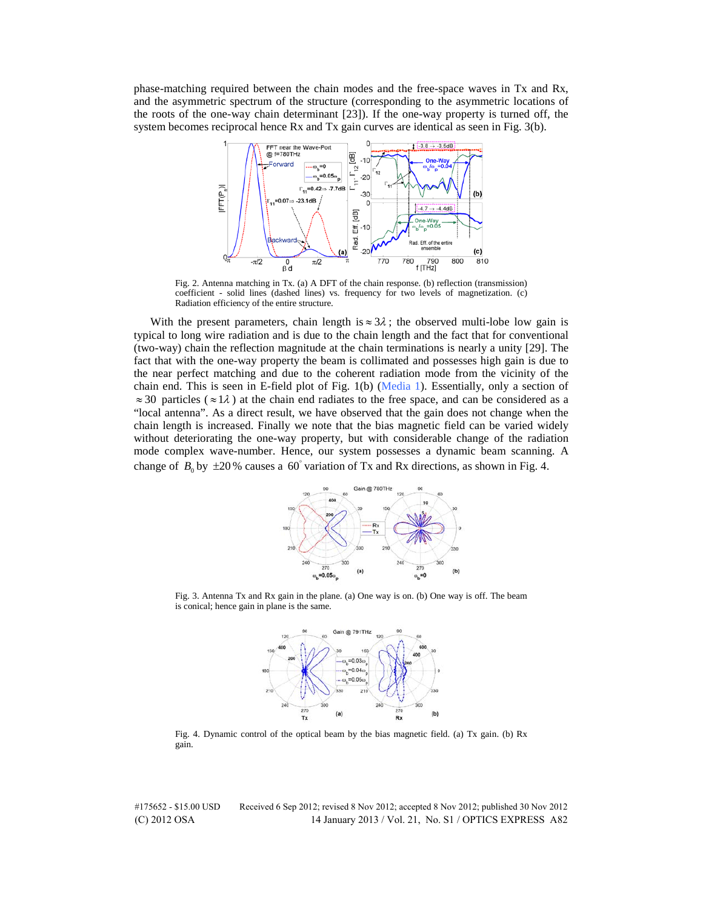phase-matching required between the chain modes and the free-space waves in Tx and Rx, and the asymmetric spectrum of the structure (corresponding to the asymmetric locations of the roots of the one-way chain determinant [23]). If the one-way property is turned off, the system becomes reciprocal hence Rx and Tx gain curves are identical as seen in Fig. 3(b).

Fig. 2. Antenna matching in Tx. (a) A DFT of the chain response. (b) reflection (transmission) coefficient - solid lines (dashed lines) vs. frequency for two levels of magnetization. (c) Radiation efficiency of the entire structure.

With the present parameters, chain length is $\approx 3\lambda$; the observed multi-lobe low gain is typical to long wire radiation and is due to the chain length and the fact that for conventional (two-way) chain the reflection magnitude at the chain terminations is nearly a unity [29]. The fact that with the one-way property the beam is collimated and possesses high gain is due to the near perfect matching and due to the coherent radiation mode from the vicinity of the chain end. This is seen in E-field plot of Fig. 1(b) (Media 1). Essentially, only a section of $\approx 30$ particles ($\approx 1\lambda$) at the chain end radiates to the free space, and can be considered as a "local antenna". As a direct result, we have observed that the gain does not change when the chain length is increased. Finally we note that the bias magnetic field can be varied widely without deteriorating the one-way property, but with considerable change of the radiation mode complex wave-number. Hence, our system possesses a dynamic beam scanning. A change of $B_0$ by $\pm 20\,\%$ causes a $60^{\circ}$ variation of Tx and Rx directions, as shown in Fig. 4.

Fig. 3. Antenna Tx and Rx gain in the plane. (a) One way is on. (b) One way is off. The beam is conical; hence gain in plane is the same.

Fig. 4. Dynamic control of the optical beam by the bias magnetic field. (a) Tx gain. (b) Rx gain.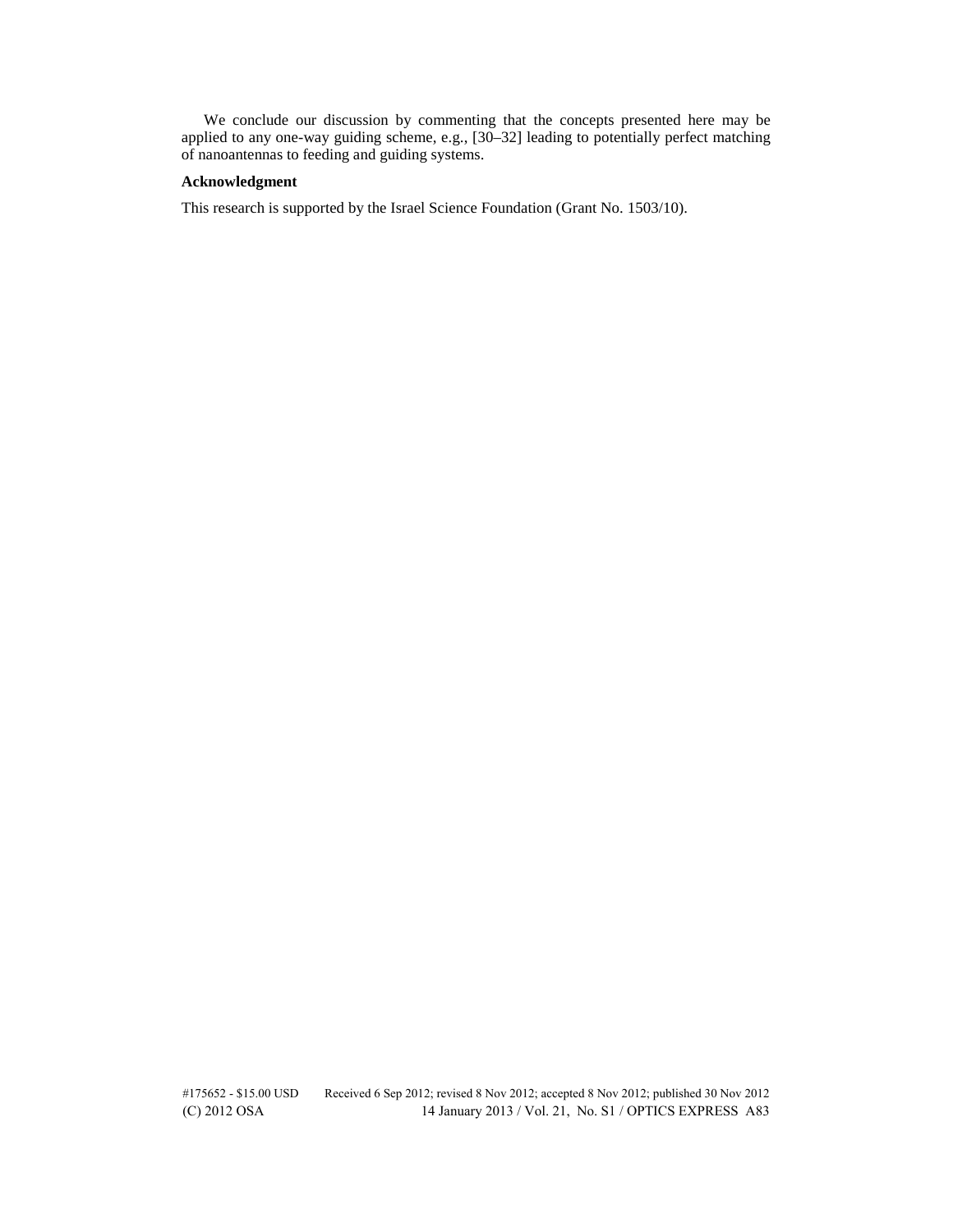We conclude our discussion by commenting that the concepts presented here may be applied to any one-way guiding scheme, e.g., [30–32] leading to potentially perfect matching of nanoantennas to feeding and guiding systems.

### Acknowledgment

This research is supported by the Israel Science Foundation (Grant No. 1503/10).